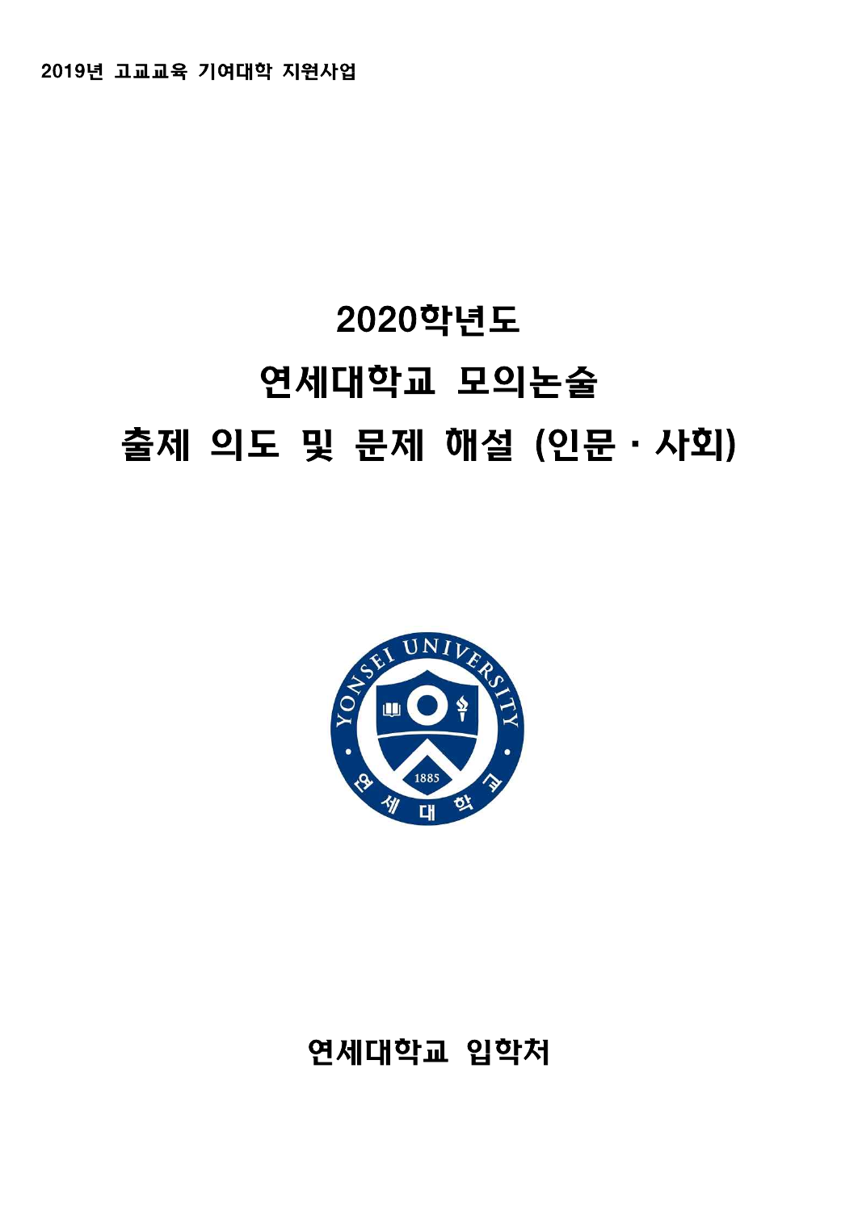2019년 고교교육 기여대학 지원사업

# 2020학년도
# 연세대학교 모의논술
# 출제 의도 및 문제 해설 (인문 · 사회)

연세대학교 입학처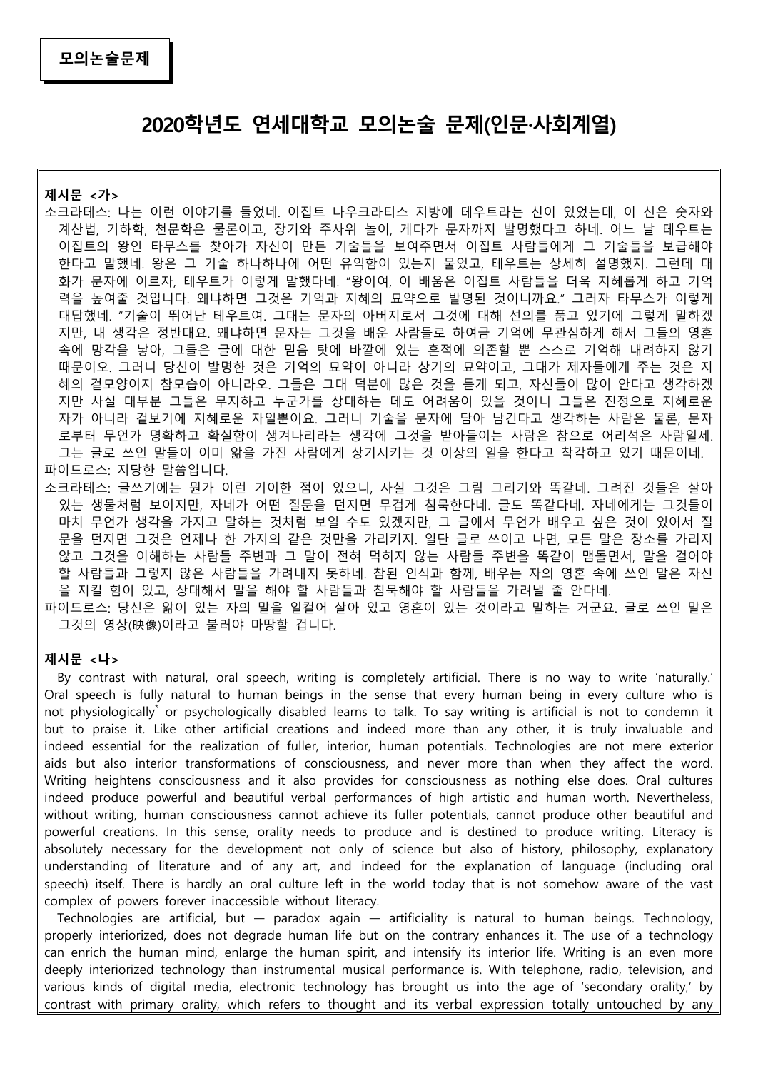**모의논술문제**

# 2020학년도 연세대학교 모의논술 문제(인문·사회계열)

**제시문 <가>**

소크라테스: 나는 이런 이야기를 들었네. 이집트 나우크라티스 지방에 테우트라는 신이 있었는데, 이 신은 숫자와 계산법, 기하학, 천문학은 물론이고, 장기와 주사위 놀이, 게다가 문자까지 발명했다고 하네. 어느 날 테우트는 이집트의 왕인 타무스를 찾아가 자신이 만든 기술들을 보여주면서 이집트 사람들에게 그 기술들을 보급해야 한다고 말했네. 왕은 그 기술 하나하나에 어떤 유익함이 있는지 물었고, 테우트는 상세히 설명했지. 그런데 대화가 문자에 이르자, 테우트가 이렇게 말했다네. "왕이여, 이 배움은 이집트 사람들을 더욱 지혜롭게 하고 기억력을 높여줄 것입니다. 왜냐하면 그것은 기억과 지혜의 묘약으로 발명된 것이니까요." 그러자 타무스가 이렇게 대답했네. "기술이 뛰어난 테우트여. 그대는 문자의 아버지로서 그것에 대해 선의를 품고 있기에 그렇게 말하겠지만, 내 생각은 정반대요. 왜냐하면 문자는 그것을 배운 사람들로 하여금 기억에 무관심하게 해서 그들의 영혼 속에 망각을 낳아, 그들은 글에 대한 믿음 탓에 바깥에 있는 흔적에 의존할 뿐 스스로 기억해 내려하지 않기 때문이오. 그러니 당신이 발명한 것은 기억의 묘약이 아니라 상기의 묘약이고, 그대가 제자들에게 주는 것은 지혜의 겉모양이지 참모습이 아니라오. 그들은 그대 덕분에 많은 것을 듣게 되고, 자신들이 많이 안다고 생각하겠지만 사실 대부분 그들은 무지하고 누군가를 상대하는 데도 어려움이 있을 것이니 그들은 진정으로 지혜로운 자가 아니라 겉보기에 지혜로운 자일뿐이요. 그러니 기술을 문자에 담아 남긴다고 생각하는 사람은 물론, 문자로부터 무언가 명확하고 확실함이 생겨나리라는 생각에 그것을 받아들이는 사람은 참으로 어리석은 사람일세. 그는 글로 쓰인 말들이 이미 앎을 가진 사람에게 상기시키는 것 이상의 일을 한다고 착각하고 있기 때문이네.

파이드로스: 지당한 말씀입니다.

소크라테스: 글쓰기에는 뭔가 이런 기이한 점이 있으니, 사실 그것은 그림 그리기와 똑같네. 그려진 것들은 살아 있는 생물처럼 보이지만, 자네가 어떤 질문을 던지면 무겁게 침묵한다네. 글도 똑같다네. 자네에게는 그것들이 마치 무언가 생각을 가지고 말하는 것처럼 보일 수도 있겠지만, 그 글에서 무언가 배우고 싶은 것이 있어서 질문을 던지면 그것은 언제나 한 가지의 같은 것만을 가리키지. 일단 글로 쓰이고 나면, 모든 말은 장소를 가리지 않고 그것을 이해하는 사람들 주변과 그 말이 전혀 먹히지 않는 사람들 주변을 똑같이 맴돌면서, 말을 걸어야 할 사람들과 그렇지 않은 사람들을 가려내지 못하네. 참된 인식과 함께, 배우는 자의 영혼 속에 쓰인 말은 자신을 지킬 힘이 있고, 상대해서 말을 해야 할 사람들과 침묵해야 할 사람들을 가려낼 줄 안다네.

파이드로스: 당신은 앎이 있는 자의 말을 일컬어 살아 있고 영혼이 있는 것이라고 말하는 거군요. 글로 쓰인 말은 그것의 영상(映像)이라고 불러야 마땅할 겁니다.

**제시문 <나>**

By contrast with natural, oral speech, writing is completely artificial. There is no way to write 'naturally.' Oral speech is fully natural to human beings in the sense that every human being in every culture who is not physiologically* or psychologically disabled learns to talk. To say writing is artificial is not to condemn it but to praise it. Like other artificial creations and indeed more than any other, it is truly invaluable and indeed essential for the realization of fuller, interior, human potentials. Technologies are not mere exterior aids but also interior transformations of consciousness, and never more than when they affect the word. Writing heightens consciousness and it also provides for consciousness as nothing else does. Oral cultures indeed produce powerful and beautiful verbal performances of high artistic and human worth. Nevertheless, without writing, human consciousness cannot achieve its fuller potentials, cannot produce other beautiful and powerful creations. In this sense, orality needs to produce and is destined to produce writing. Literacy is absolutely necessary for the development not only of science but also of history, philosophy, explanatory understanding of literature and of any art, and indeed for the explanation of language (including oral speech) itself. There is hardly an oral culture left in the world today that is not somehow aware of the vast complex of powers forever inaccessible without literacy.

Technologies are artificial, but — paradox again — artificiality is natural to human beings. Technology, properly interiorized, does not degrade human life but on the contrary enhances it. The use of a technology can enrich the human mind, enlarge the human spirit, and intensify its interior life. Writing is an even more deeply interiorized technology than instrumental musical performance is. With telephone, radio, television, and various kinds of digital media, electronic technology has brought us into the age of 'secondary orality,' by contrast with primary orality, which refers to thought and its verbal expression totally untouched by any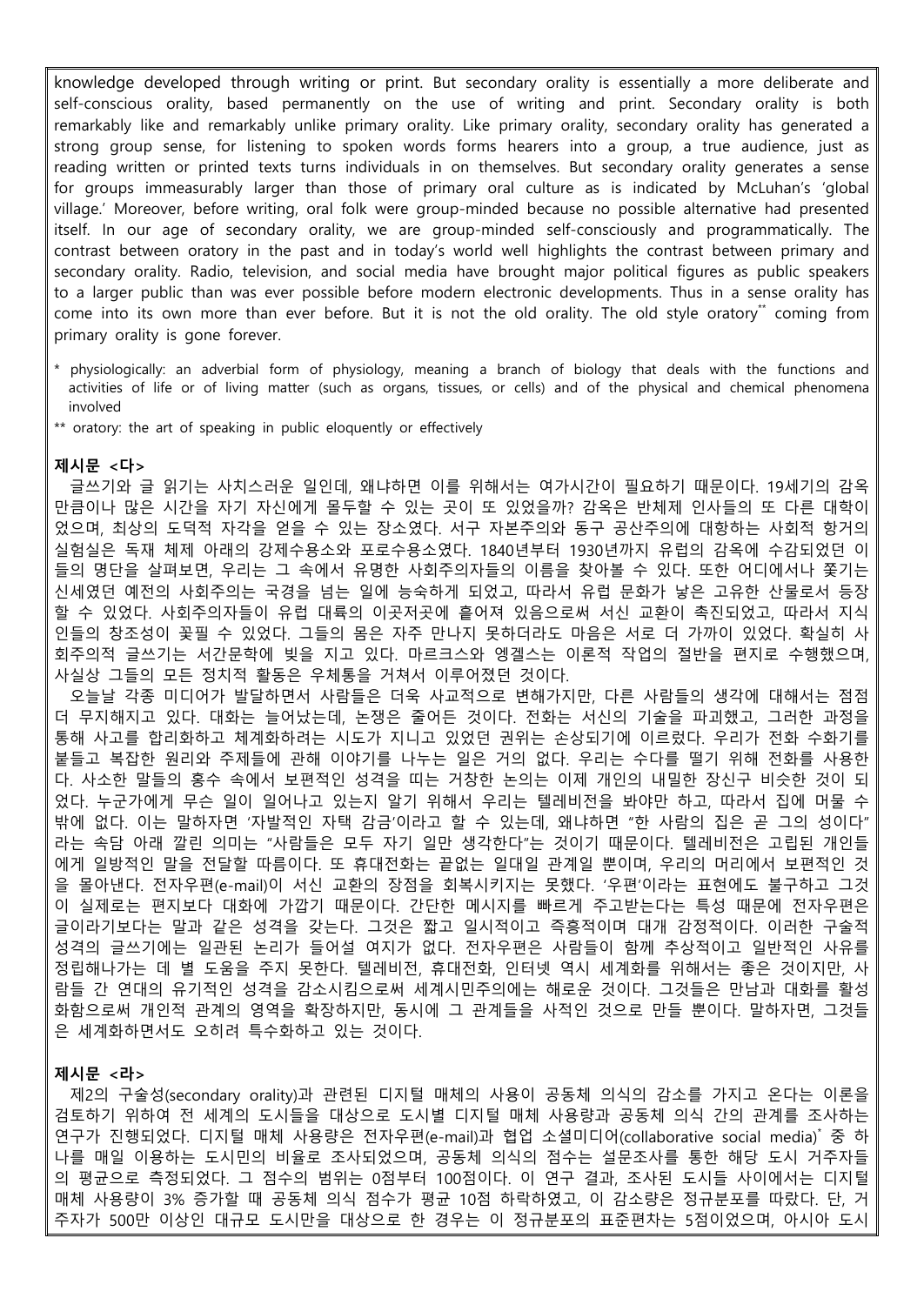knowledge developed through writing or print. But secondary orality is essentially a more deliberate and self-conscious orality, based permanently on the use of writing and print. Secondary orality is both remarkably like and remarkably unlike primary orality. Like primary orality, secondary orality has generated a strong group sense, for listening to spoken words forms hearers into a group, a true audience, just as reading written or printed texts turns individuals in on themselves. But secondary orality generates a sense for groups immeasurably larger than those of primary oral culture as is indicated by McLuhan's 'global village.' Moreover, before writing, oral folk were group-minded because no possible alternative had presented itself. In our age of secondary orality, we are group-minded self-consciously and programmatically. The contrast between oratory in the past and in today's world well highlights the contrast between primary and secondary orality. Radio, television, and social media have brought major political figures as public speakers to a larger public than was ever possible before modern electronic developments. Thus in a sense orality has come into its own more than ever before. But it is not the old orality. The old style oratory** coming from primary orality is gone forever.

\* physiologically: an adverbial form of physiology, meaning a branch of biology that deals with the functions and activities of life or of living matter (such as organs, tissues, or cells) and of the physical and chemical phenomena involved

\** oratory: the art of speaking in public eloquently or effectively

**제시문 <다>**

글쓰기와 글 읽기는 사치스러운 일인데, 왜냐하면 이를 위해서는 여가시간이 필요하기 때문이다. 19세기의 감옥만큼이나 많은 시간을 자기 자신에게 몰두할 수 있는 곳이 또 있었을까? 감옥은 반체제 인사들의 또 다른 대학이었으며, 최상의 도덕적 자각을 얻을 수 있는 장소였다. 서구 자본주의와 동구 공산주의에 대항하는 사회적 항거의 실험실은 독재 체제 아래의 강제수용소와 포로수용소였다. 1840년부터 1930년까지 유럽의 감옥에 수감되었던 이들의 명단을 살펴보면, 우리는 그 속에서 유명한 사회주의자들의 이름을 찾아볼 수 있다. 또한 어디에서나 쫓기는 신세였던 예전의 사회주의는 국경을 넘는 일에 능숙하게 되었고, 따라서 유럽 문화가 낳은 고유한 산물로서 등장할 수 있었다. 사회주의자들이 유럽 대륙의 이곳저곳에 흩어져 있음으로써 서신 교환이 촉진되었고, 따라서 지식인들의 창조성이 꽃필 수 있었다. 그들의 몸은 자주 만나지 못하더라도 마음은 서로 더 가까이 있었다. 확실히 사회주의적 글쓰기는 서간문학에 빚을 지고 있다. 마르크스와 엥겔스는 이론적 작업의 절반을 편지로 수행했으며, 사실상 그들의 모든 정치적 활동은 우체통을 거쳐서 이루어졌던 것이다.

오늘날 각종 미디어가 발달하면서 사람들은 더욱 사교적으로 변해가지만, 다른 사람들의 생각에 대해서는 점점 더 무지해지고 있다. 대화는 늘어났는데, 논쟁은 줄어든 것이다. 전화는 서신의 기술을 파괴했고, 그러한 과정을 통해 사고를 합리화하고 체계화하려는 시도가 지니고 있었던 권위는 손상되기에 이르렀다. 우리가 전화 수화기를 붙들고 복잡한 원리와 주제들에 관해 이야기를 나누는 일은 거의 없다. 우리는 수다를 떨기 위해 전화를 사용한다. 사소한 말들의 홍수 속에서 보편적인 성격을 띠는 거창한 논의는 이제 개인의 내밀한 장신구 비슷한 것이 되었다. 누군가에게 무슨 일이 일어나고 있는지 알기 위해서 우리는 텔레비전을 봐야만 하고, 따라서 집에 머물 수밖에 없다. 이는 말하자면 '자발적인 자택 감금'이라고 할 수 있는데, 왜냐하면 "한 사람의 집은 곧 그의 성이다"라는 속담 아래 깔린 의미는 "사람들은 모두 자기 일만 생각한다"는 것이기 때문이다. 텔레비전은 고립된 개인들에게 일방적인 말을 전달할 따름이다. 또 휴대전화는 끝없는 일대일 관계일 뿐이며, 우리의 머리에서 보편적인 것을 몰아낸다. 전자우편(e-mail)이 서신 교환의 장점을 회복시키지는 못했다. '우편'이라는 표현에도 불구하고 그것이 실제로는 편지보다 대화에 가깝기 때문이다. 간단한 메시지를 빠르게 주고받는다는 특성 때문에 전자우편은 글이라기보다는 말과 같은 성격을 갖는다. 그것은 짧고 일시적이고 즉흥적이며 대개 감정적이다. 이러한 구술적 성격의 글쓰기에는 일관된 논리가 들어설 여지가 없다. 전자우편은 사람들이 함께 추상적이고 일반적인 사유를 정립해나가는 데 별 도움을 주지 못한다. 텔레비전, 휴대전화, 인터넷 역시 세계화를 위해서는 좋은 것이지만, 사람들 간 연대의 유기적인 성격을 감소시킴으로써 세계시민주의에는 해로운 것이다. 그것들은 만남과 대화를 활성화함으로써 개인적 관계의 영역을 확장하지만, 동시에 그 관계들을 사적인 것으로 만들 뿐이다. 말하자면, 그것들은 세계화하면서도 오히려 특수화하고 있는 것이다.

**제시문 <라>**

제2의 구술성(secondary orality)과 관련된 디지털 매체의 사용이 공동체 의식의 감소를 가지고 온다는 이론을 검토하기 위하여 전 세계의 도시들을 대상으로 도시별 디지털 매체 사용량과 공동체 의식 간의 관계를 조사하는 연구가 진행되었다. 디지털 매체 사용량은 전자우편(e-mail)과 협업 소셜미디어(collaborative social media)* 중 하나를 매일 이용하는 도시민의 비율로 조사되었으며, 공동체 의식의 점수는 설문조사를 통한 해당 도시 거주자들의 평균으로 측정되었다. 그 점수의 범위는 0점부터 100점이다. 이 연구 결과, 조사된 도시들 사이에서는 디지털 매체 사용량이 3% 증가할 때 공동체 의식 점수가 평균 10점 하락하였고, 이 감소량은 정규분포를 따랐다. 단, 거주자가 500만 이상인 대규모 도시만을 대상으로 한 경우는 이 정규분포의 표준편차는 5점이었으며, 아시아 도시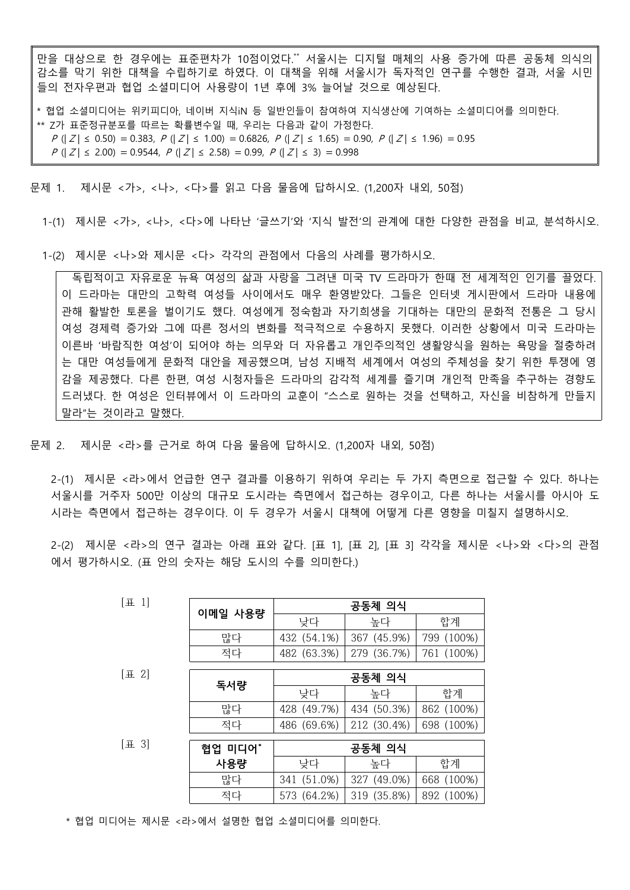만을 대상으로 한 경우에는 표준편차가 10점이었다.** 서울시는 디지털 매체의 사용 증가에 따른 공동체 의식의 감소를 막기 위한 대책을 수립하기로 하였다. 이 대책을 위해 서울시가 독자적인 연구를 수행한 결과, 서울 시민들의 전자우편과 협업 소셜미디어 사용량이 1년 후에 3% 늘어날 것으로 예상된다.

* 협업 소셜미디어는 위키피디아, 네이버 지식iN 등 일반인들이 참여하여 지식생산에 기여하는 소셜미디어를 의미한다.
** Z가 표준정규분포를 따르는 확률변수일 때, 우리는 다음과 같이 가정한다.
$P(|Z| \le 0.50) = 0.383$, $P(|Z| \le 1.00) = 0.6826$, $P(|Z| \le 1.65) = 0.90$, $P(|Z| \le 1.96) = 0.95$
$P(|Z| \le 2.00) = 0.9544$, $P(|Z| \le 2.58) = 0.99$, $P(|Z| \le 3) = 0.998$

문제 1. 제시문 <가>, <나>, <다>를 읽고 다음 물음에 답하시오. (1,200자 내외, 50점)

1-(1) 제시문 <가>, <나>, <다>에 나타난 '글쓰기'와 '지식 발전'의 관계에 대한 다양한 관점을 비교, 분석하시오.

1-(2) 제시문 <나>와 제시문 <다> 각각의 관점에서 다음의 사례를 평가하시오.

> 독립적이고 자유로운 뉴욕 여성의 삶과 사랑을 그려낸 미국 TV 드라마가 한때 전 세계적인 인기를 끌었다. 이 드라마는 대만의 고학력 여성들 사이에서도 매우 환영받았다. 그들은 인터넷 게시판에서 드라마 내용에 관해 활발한 토론을 벌이기도 했다. 여성에게 정숙함과 자기희생을 기대하는 대만의 문화적 전통은 그 당시 여성 경제력 증가와 그에 따른 정서의 변화를 적극적으로 수용하지 못했다. 이러한 상황에서 미국 드라마는 이른바 '바람직한 여성'이 되어야 하는 의무와 더 자유롭고 개인주의적인 생활양식을 원하는 욕망을 절충하려는 대만 여성들에게 문화적 대안을 제공했으며, 남성 지배적 세계에서 여성의 주체성을 찾기 위한 투쟁에 영감을 제공했다. 다른 한편, 여성 시청자들은 드라마의 감각적 세계를 즐기며 개인적 만족을 추구하는 경향도 드러냈다. 한 여성은 인터뷰에서 이 드라마의 교훈이 "스스로 원하는 것을 선택하고, 자신을 비참하게 만들지 말라"는 것이라고 말했다.

문제 2. 제시문 <라>를 근거로 하여 다음 물음에 답하시오. (1,200자 내외, 50점)

2-(1) 제시문 <라>에서 언급한 연구 결과를 이용하기 위하여 우리는 두 가지 측면으로 접근할 수 있다. 하나는 서울시를 거주자 500만 이상의 대규모 도시라는 측면에서 접근하는 경우이고, 다른 하나는 서울시를 아시아 도시라는 측면에서 접근하는 경우이다. 이 두 경우가 서울시 대책에 어떻게 다른 영향을 미칠지 설명하시오.

2-(2) 제시문 <라>의 연구 결과는 아래 표와 같다. [표 1], [표 2], [표 3] 각각을 제시문 <나>와 <다>의 관점에서 평가하시오. (표 안의 숫자는 해당 도시의 수를 의미한다.)

[표 1]

| 이메일 사용량 | 공동체 의식 | | |
|---|---|---|---|
| | 낮다 | 높다 | 합계 |
| 많다 | 432 (54.1%) | 367 (45.9%) | 799 (100%) |
| 적다 | 482 (63.3%) | 279 (36.7%) | 761 (100%) |

[표 2]

| 독서량 | 공동체 의식 | | |
|---|---|---|---|
| | 낮다 | 높다 | 합계 |
| 많다 | 428 (49.7%) | 434 (50.3%) | 862 (100%) |
| 적다 | 486 (69.6%) | 212 (30.4%) | 698 (100%) |

[표 3]

| 협업 미디어* 사용량 | 공동체 의식 | | |
|---|---|---|---|
| | 낮다 | 높다 | 합계 |
| 많다 | 341 (51.0%) | 327 (49.0%) | 668 (100%) |
| 적다 | 573 (64.2%) | 319 (35.8%) | 892 (100%) |

* 협업 미디어는 제시문 <라>에서 설명한 협업 소셜미디어를 의미한다.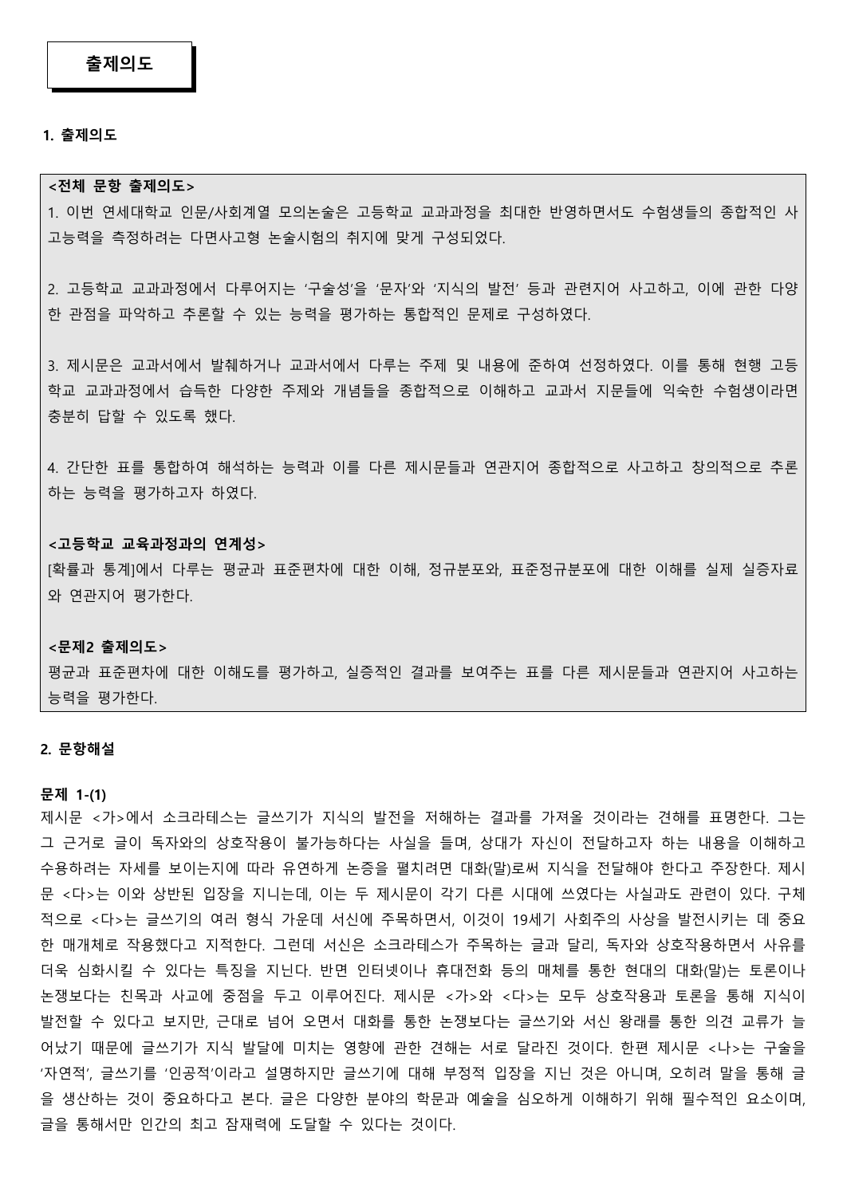# 출제의도

### 1. 출제의도

**<전체 문항 출제의도>**

1. 이번 연세대학교 인문/사회계열 모의논술은 고등학교 교과과정을 최대한 반영하면서도 수험생들의 종합적인 사고능력을 측정하려는 다면사고형 논술시험의 취지에 맞게 구성되었다.

2. 고등학교 교과과정에서 다루어지는 '구술성'을 '문자'와 '지식의 발전' 등과 관련지어 사고하고, 이에 관한 다양한 관점을 파악하고 추론할 수 있는 능력을 평가하는 통합적인 문제로 구성하였다.

3. 제시문은 교과서에서 발췌하거나 교과서에서 다루는 주제 및 내용에 준하여 선정하였다. 이를 통해 현행 고등학교 교과과정에서 습득한 다양한 주제와 개념들을 종합적으로 이해하고 교과서 지문들에 익숙한 수험생이라면 충분히 답할 수 있도록 했다.

4. 간단한 표를 통합하여 해석하는 능력과 이를 다른 제시문들과 연관지어 종합적으로 사고하고 창의적으로 추론하는 능력을 평가하고자 하였다.

**<고등학교 교육과정과의 연계성>**

[확률과 통계]에서 다루는 평균과 표준편차에 대한 이해, 정규분포와, 표준정규분포에 대한 이해를 실제 실증자료와 연관지어 평가한다.

**<문제2 출제의도>**

평균과 표준편차에 대한 이해도를 평가하고, 실증적인 결과를 보여주는 표를 다른 제시문들과 연관지어 사고하는 능력을 평가한다.

### 2. 문항해설

**문제 1-(1)**

제시문 <가>에서 소크라테스는 글쓰기가 지식의 발전을 저해하는 결과를 가져올 것이라는 견해를 표명한다. 그는 그 근거로 글이 독자와의 상호작용이 불가능하다는 사실을 들며, 상대가 자신이 전달하고자 하는 내용을 이해하고 수용하려는 자세를 보이는지에 따라 유연하게 논증을 펼치려면 대화(말)로써 지식을 전달해야 한다고 주장한다. 제시문 <다>는 이와 상반된 입장을 지니는데, 이는 두 제시문이 각기 다른 시대에 쓰였다는 사실과도 관련이 있다. 구체적으로 <다>는 글쓰기의 여러 형식 가운데 서신에 주목하면서, 이것이 19세기 사회주의 사상을 발전시키는 데 중요한 매개체로 작용했다고 지적한다. 그런데 서신은 소크라테스가 주목하는 글과 달리, 독자와 상호작용하면서 사유를 더욱 심화시킬 수 있다는 특징을 지닌다. 반면 인터넷이나 휴대전화 등의 매체를 통한 현대의 대화(말)는 토론이나 논쟁보다는 친목과 사교에 중점을 두고 이루어진다. 제시문 <가>와 <다>는 모두 상호작용과 토론을 통해 지식이 발전할 수 있다고 보지만, 근대로 넘어 오면서 대화를 통한 논쟁보다는 글쓰기와 서신 왕래를 통한 의견 교류가 늘어났기 때문에 글쓰기가 지식 발달에 미치는 영향에 관한 견해는 서로 달라진 것이다. 한편 제시문 <나>는 구술을 '자연적', 글쓰기를 '인공적'이라고 설명하지만 글쓰기에 대해 부정적 입장을 지닌 것은 아니며, 오히려 말을 통해 글을 생산하는 것이 중요하다고 본다. 글은 다양한 분야의 학문과 예술을 심오하게 이해하기 위해 필수적인 요소이며, 글을 통해서만 인간의 최고 잠재력에 도달할 수 있다는 것이다.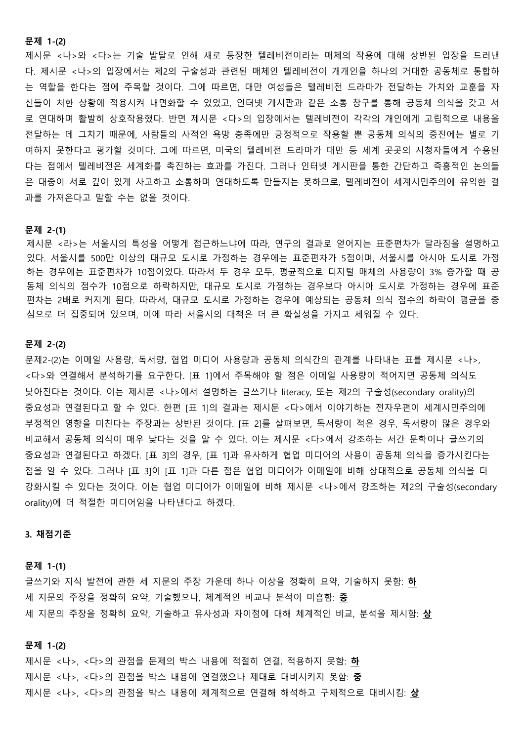**문제 1-(2)**

제시문 <나>와 <다>는 기술 발달로 인해 새로 등장한 텔레비전이라는 매체의 작용에 대해 상반된 입장을 드러낸다. 제시문 <나>의 입장에서는 제2의 구술성과 관련된 매체인 텔레비전이 개개인을 하나의 거대한 공동체로 통합하는 역할을 한다는 점에 주목할 것이다. 그에 따르면, 대만 여성들은 텔레비전 드라마가 전달하는 가치와 교훈을 자신들이 처한 상황에 적용시켜 내면화할 수 있었고, 인터넷 게시판과 같은 소통 창구를 통해 공동체 의식을 갖고 서로 연대하며 활발히 상호작용했다. 반면 제시문 <다>의 입장에서는 텔레비전이 각각의 개인에게 고립적으로 내용을 전달하는 데 그치기 때문에, 사람들의 사적인 욕망 충족에만 긍정적으로 작용할 뿐 공동체 의식의 증진에는 별로 기여하지 못한다고 평가할 것이다. 그에 따르면, 미국의 텔레비전 드라마가 대만 등 세계 곳곳의 시청자들에게 수용된다는 점에서 텔레비전은 세계화를 촉진하는 효과를 가진다. 그러나 인터넷 게시판을 통한 간단하고 즉흥적인 논의들은 대중이 서로 깊이 있게 사고하고 소통하며 연대하도록 만들지는 못하므로, 텔레비전이 세계시민주의에 유익한 결과를 가져온다고 말할 수는 없을 것이다.

**문제 2-(1)**

제시문 <라>는 서울시의 특성을 어떻게 접근하느냐에 따라, 연구의 결과로 얻어지는 표준편차가 달라짐을 설명하고 있다. 서울시를 500만 이상의 대규모 도시로 가정하는 경우에는 표준편차가 5점이며, 서울시를 아시아 도시로 가정하는 경우에는 표준편차가 10점이었다. 따라서 두 경우 모두, 평균적으로 디지털 매체의 사용량이 3% 증가할 때 공동체 의식의 점수가 10점으로 하락하지만, 대규모 도시로 가정하는 경우보다 아시아 도시로 가정하는 경우에 표준편차는 2배로 커지게 된다. 따라서, 대규모 도시로 가정하는 경우에 예상되는 공동체 의식 점수의 하락이 평균을 중심으로 더 집중되어 있으며, 이에 따라 서울시의 대책은 더 큰 확실성을 가지고 세워질 수 있다.

**문제 2-(2)**

문제2-(2)는 이메일 사용량, 독서량, 협업 미디어 사용량과 공동체 의식간의 관계를 나타내는 표를 제시문 <나>, <다>와 연결해서 분석하기를 요구한다. [표 1]에서 주목해야 할 점은 이메일 사용량이 적어지면 공동체 의식도 낮아진다는 것이다. 이는 제시문 <나>에서 설명하는 글쓰기나 literacy, 또는 제2의 구술성(secondary orality)의 중요성과 연결된다고 할 수 있다. 한편 [표 1]의 결과는 제시문 <다>에서 이야기하는 전자우편이 세계시민주의에 부정적인 영향을 미친다는 주장과는 상반된 것이다. [표 2]를 살펴보면, 독서량이 적은 경우, 독서량이 많은 경우와 비교해서 공동체 의식이 매우 낮다는 것을 알 수 있다. 이는 제시문 <다>에서 강조하는 서간 문학이나 글쓰기의 중요성과 연결된다고 하겠다. [표 3]의 경우, [표 1]과 유사하게 협업 미디어의 사용이 공동체 의식을 증가시킨다는 점을 알 수 있다. 그러나 [표 3]이 [표 1]과 다른 점은 협업 미디어가 이메일에 비해 상대적으로 공동체 의식을 더 강화시킬 수 있다는 것이다. 이는 협업 미디어가 이메일에 비해 제시문 <나>에서 강조하는 제2의 구술성(secondary orality)에 더 적절한 미디어임을 나타낸다고 하겠다.

### 3. 채점기준

**문제 1-(1)**

글쓰기와 지식 발전에 관한 세 지문의 주장 가운데 하나 이상을 정확히 요약, 기술하지 못함: **하**

세 지문의 주장을 정확히 요약, 기술했으나, 체계적인 비교나 분석이 미흡함: **중**

세 지문의 주장을 정확히 요약, 기술하고 유사성과 차이점에 대해 체계적인 비교, 분석을 제시함: **상**

**문제 1-(2)**

제시문 <나>, <다>의 관점을 문제의 박스 내용에 적절히 연결, 적용하지 못함: **하**

제시문 <나>, <다>의 관점을 박스 내용에 연결했으나 제대로 대비시키지 못함: **중**

제시문 <나>, <다>의 관점을 박스 내용에 체계적으로 연결해 해석하고 구체적으로 대비시킴: **상**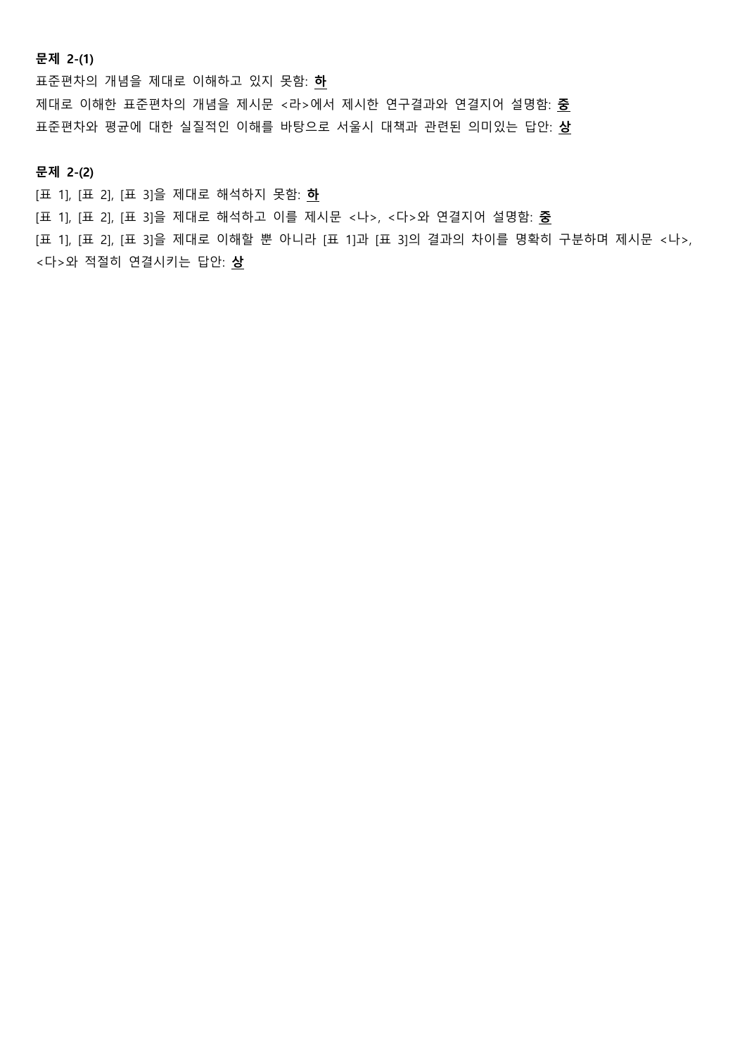**문제 2-(1)**

표준편차의 개념을 제대로 이해하고 있지 못함: **하**

제대로 이해한 표준편차의 개념을 제시문 <라>에서 제시한 연구결과와 연결지어 설명함: **중**

표준편차와 평균에 대한 실질적인 이해를 바탕으로 서울시 대책과 관련된 의미있는 답안: **상**

**문제 2-(2)**

[표 1], [표 2], [표 3]을 제대로 해석하지 못함: **하**

[표 1], [표 2], [표 3]을 제대로 해석하고 이를 제시문 <나>, <다>와 연결지어 설명함: **중**

[표 1], [표 2], [표 3]을 제대로 이해할 뿐 아니라 [표 1]과 [표 3]의 결과의 차이를 명확히 구분하며 제시문 <나>, <다>와 적절히 연결시키는 답안: **상**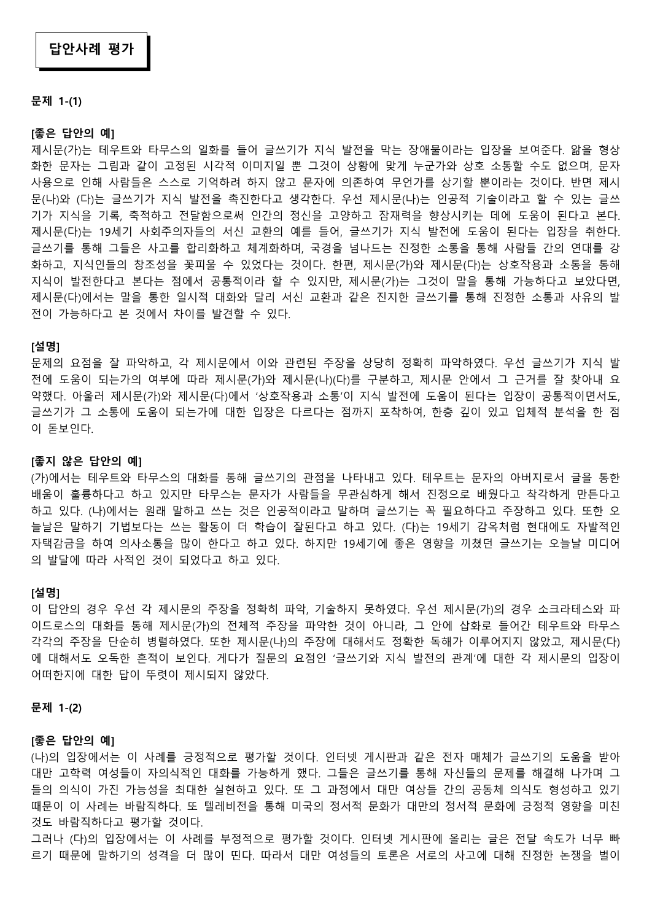# 답안사례 평가

### 문제 1-(1)

**[좋은 답안의 예]**

제시문(가)는 테우트와 타무스의 일화를 들어 글쓰기가 지식 발전을 막는 장애물이라는 입장을 보여준다. 앎을 형상화한 문자는 그림과 같이 고정된 시각적 이미지일 뿐 그것이 상황에 맞게 누군가와 상호 소통할 수도 없으며, 문자 사용으로 인해 사람들은 스스로 기억하려 하지 않고 문자에 의존하여 무언가를 상기할 뿐이라는 것이다. 반면 제시문(나)와 (다)는 글쓰기가 지식 발전을 촉진한다고 생각한다. 우선 제시문(나)는 인공적 기술이라고 할 수 있는 글쓰기가 지식을 기록, 축적하고 전달함으로써 인간의 정신을 고양하고 잠재력을 향상시키는 데에 도움이 된다고 본다. 제시문(다)는 19세기 사회주의자들의 서신 교환의 예를 들어, 글쓰기가 지식 발전에 도움이 된다는 입장을 취한다. 글쓰기를 통해 그들은 사고를 합리화하고 체계화하며, 국경을 넘나드는 진정한 소통을 통해 사람들 간의 연대를 강화하고, 지식인들의 창조성을 꽃피울 수 있었다는 것이다. 한편, 제시문(가)와 제시문(다)는 상호작용과 소통을 통해 지식이 발전한다고 본다는 점에서 공통적이라 할 수 있지만, 제시문(가)는 그것이 말을 통해 가능하다고 보았다면, 제시문(다)에서는 말을 통한 일시적 대화와 달리 서신 교환과 같은 진지한 글쓰기를 통해 진정한 소통과 사유의 발전이 가능하다고 본 것에서 차이를 발견할 수 있다.

**[설명]**

문제의 요점을 잘 파악하고, 각 제시문에서 이와 관련된 주장을 상당히 정확히 파악하였다. 우선 글쓰기가 지식 발전에 도움이 되는가의 여부에 따라 제시문(가)와 제시문(나)(다)를 구분하고, 제시문 안에서 그 근거를 잘 찾아내 요약했다. 아울러 제시문(가)와 제시문(다)에서 '상호작용과 소통'이 지식 발전에 도움이 된다는 입장이 공통적이면서도, 글쓰기가 그 소통에 도움이 되는가에 대한 입장은 다르다는 점까지 포착하여, 한층 깊이 있고 입체적 분석을 한 점이 돋보인다.

**[좋지 않은 답안의 예]**

(가)에서는 테우트와 타무스의 대화를 통해 글쓰기의 관점을 나타내고 있다. 테우트는 문자의 아버지로서 글을 통한 배움이 훌륭하다고 하고 있지만 타무스는 문자가 사람들을 무관심하게 해서 진정으로 배웠다고 착각하게 만든다고 하고 있다. (나)에서는 원래 말하고 쓰는 것은 인공적이라고 말하며 글쓰기는 꼭 필요하다고 주장하고 있다. 또한 오늘날은 말하기 기법보다는 쓰는 활동이 더 학습이 잘된다고 하고 있다. (다)는 19세기 감옥처럼 현대에도 자발적인 자택감금을 하여 의사소통을 많이 한다고 하고 있다. 하지만 19세기에 좋은 영향을 끼쳤던 글쓰기는 오늘날 미디어의 발달에 따라 사적인 것이 되었다고 하고 있다.

**[설명]**

이 답안의 경우 우선 각 제시문의 주장을 정확히 파악, 기술하지 못하였다. 우선 제시문(가)의 경우 소크라테스와 파이드로스의 대화를 통해 제시문(가)의 전체적 주장을 파악한 것이 아니라, 그 안에 삽화로 들어간 테우트와 타무스 각각의 주장을 단순히 병렬하였다. 또한 제시문(나)의 주장에 대해서도 정확한 독해가 이루어지지 않았고, 제시문(다)에 대해서도 오독한 흔적이 보인다. 게다가 질문의 요점인 '글쓰기와 지식 발전의 관계'에 대한 각 제시문의 입장이 어떠한지에 대한 답이 뚜렷이 제시되지 않았다.

### 문제 1-(2)

**[좋은 답안의 예]**

(나)의 입장에서는 이 사례를 긍정적으로 평가할 것이다. 인터넷 게시판과 같은 전자 매체가 글쓰기의 도움을 받아 대만 고학력 여성들이 자의식적인 대화를 가능하게 했다. 그들은 글쓰기를 통해 자신들의 문제를 해결해 나가며 그들의 의식이 가진 가능성을 최대한 실현하고 있다. 또 그 과정에서 대만 여성들 간의 공동체 의식도 형성하고 있기 때문이 이 사례는 바람직하다. 또 텔레비전을 통해 미국의 정서적 문화가 대만의 정서적 문화에 긍정적 영향을 미친 것도 바람직하다고 평가할 것이다.

그러나 (다)의 입장에서는 이 사례를 부정적으로 평가할 것이다. 인터넷 게시판에 올리는 글은 전달 속도가 너무 빠르기 때문에 말하기의 성격을 더 많이 띤다. 따라서 대만 여성들의 토론은 서로의 사고에 대해 진정한 논쟁을 벌이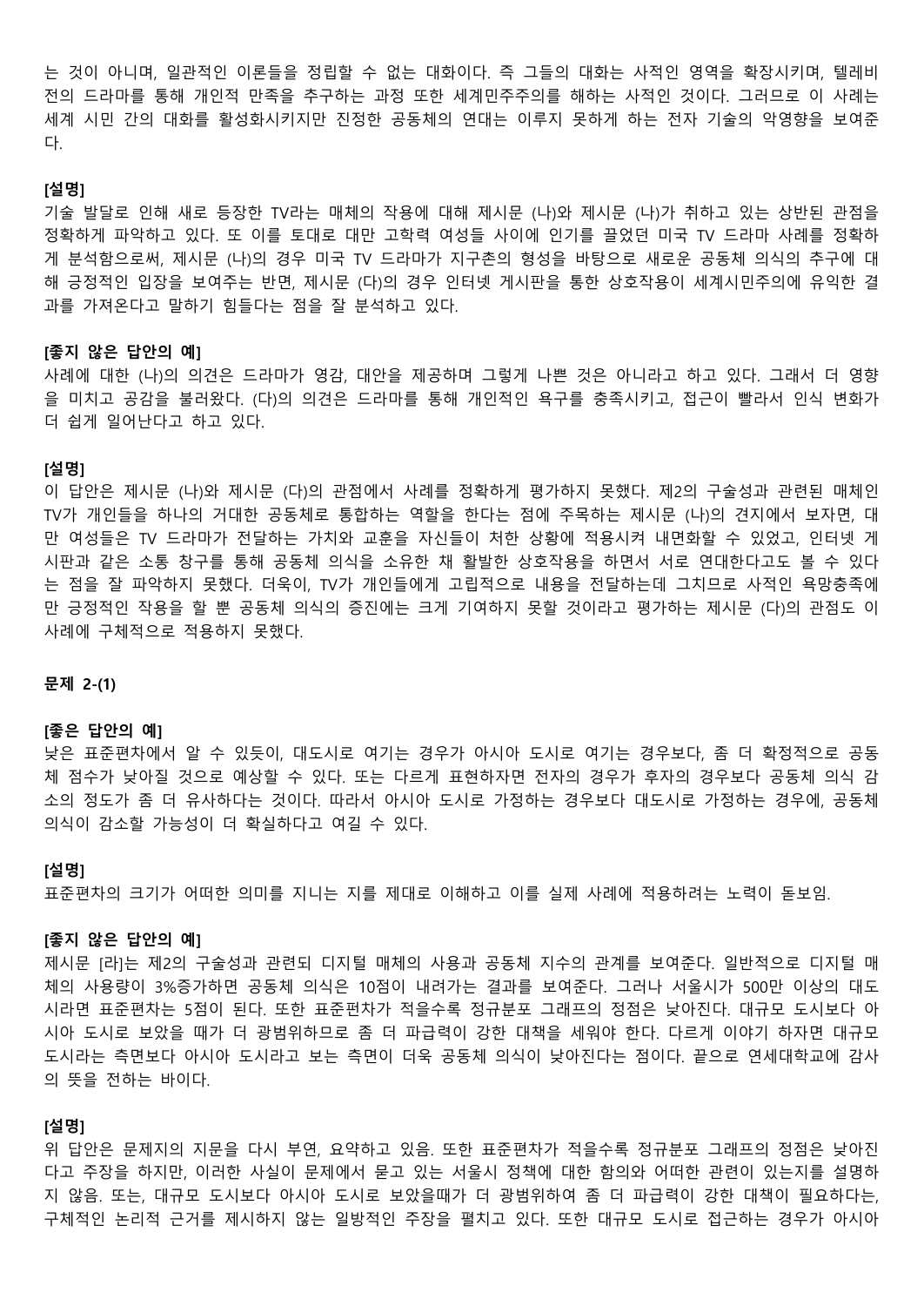는 것이 아니며, 일관적인 이론들을 정립할 수 없는 대화이다. 즉 그들의 대화는 사적인 영역을 확장시키며, 텔레비전의 드라마를 통해 개인적 만족을 추구하는 과정 또한 세계민주주의를 해하는 사적인 것이다. 그러므로 이 사례는 세계 시민 간의 대화를 활성화시키지만 진정한 공동체의 연대는 이루지 못하게 하는 전자 기술의 악영향을 보여준다.

**[설명]**

기술 발달로 인해 새로 등장한 TV라는 매체의 작용에 대해 제시문 (나)와 제시문 (나)가 취하고 있는 상반된 관점을 정확하게 파악하고 있다. 또 이를 토대로 대만 고학력 여성들 사이에 인기를 끌었던 미국 TV 드라마 사례를 정확하게 분석함으로써, 제시문 (나)의 경우 미국 TV 드라마가 지구촌의 형성을 바탕으로 새로운 공동체 의식의 추구에 대해 긍정적인 입장을 보여주는 반면, 제시문 (다)의 경우 인터넷 게시판을 통한 상호작용이 세계시민주의에 유익한 결과를 가져온다고 말하기 힘들다는 점을 잘 분석하고 있다.

**[좋지 않은 답안의 예]**

사례에 대한 (나)의 의견은 드라마가 영감, 대안을 제공하며 그렇게 나쁜 것은 아니라고 하고 있다. 그래서 더 영향을 미치고 공감을 불러왔다. (다)의 의견은 드라마를 통해 개인적인 욕구를 충족시키고, 접근이 빨라서 인식 변화가 더 쉽게 일어난다고 하고 있다.

**[설명]**

이 답안은 제시문 (나)와 제시문 (다)의 관점에서 사례를 정확하게 평가하지 못했다. 제2의 구술성과 관련된 매체인 TV가 개인들을 하나의 거대한 공동체로 통합하는 역할을 한다는 점에 주목하는 제시문 (나)의 견지에서 보자면, 대만 여성들은 TV 드라마가 전달하는 가치와 교훈을 자신들이 처한 상황에 적용시켜 내면화할 수 있었고, 인터넷 게시판과 같은 소통 창구를 통해 공동체 의식을 소유한 채 활발한 상호작용을 하면서 서로 연대한다고도 볼 수 있다는 점을 잘 파악하지 못했다. 더욱이, TV가 개인들에게 고립적으로 내용을 전달하는데 그치므로 사적인 욕망충족에만 긍정적인 작용을 할 뿐 공동체 의식의 증진에는 크게 기여하지 못할 것이라고 평가하는 제시문 (다)의 관점도 이 사례에 구체적으로 적용하지 못했다.

### 문제 2-(1)

**[좋은 답안의 예]**

낮은 표준편차에서 알 수 있듯이, 대도시로 여기는 경우가 아시아 도시로 여기는 경우보다, 좀 더 확정적으로 공동체 점수가 낮아질 것으로 예상할 수 있다. 또는 다르게 표현하자면 전자의 경우가 후자의 경우보다 공동체 의식 감소의 정도가 좀 더 유사하다는 것이다. 따라서 아시아 도시로 가정하는 경우보다 대도시로 가정하는 경우에, 공동체 의식이 감소할 가능성이 더 확실하다고 여길 수 있다.

**[설명]**

표준편차의 크기가 어떠한 의미를 지니는 지를 제대로 이해하고 이를 실제 사례에 적용하려는 노력이 돋보임.

**[좋지 않은 답안의 예]**

제시문 [라]는 제2의 구술성과 관련되 디지털 매체의 사용과 공동체 지수의 관계를 보여준다. 일반적으로 디지털 매체의 사용량이 3%증가하면 공동체 의식은 10점이 내려가는 결과를 보여준다. 그러나 서울시가 500만 이상의 대도시라면 표준편차는 5점이 된다. 또한 표준편차가 적을수록 정규분포 그래프의 정점은 낮아진다. 대규모 도시보다 아시아 도시로 보았을 때가 더 광범위하므로 좀 더 파급력이 강한 대책을 세워야 한다. 다르게 이야기 하자면 대규모 도시라는 측면보다 아시아 도시라고 보는 측면이 더욱 공동체 의식이 낮아진다는 점이다. 끝으로 연세대학교에 감사의 뜻을 전하는 바이다.

**[설명]**

위 답안은 문제지의 지문을 다시 부연, 요약하고 있음. 또한 표준편차가 적을수록 정규분포 그래프의 정점은 낮아진다고 주장을 하지만, 이러한 사실이 문제에서 묻고 있는 서울시 정책에 대한 함의와 어떠한 관련이 있는지를 설명하지 않음. 또는, 대규모 도시보다 아시아 도시로 보았을때가 더 광범위하여 좀 더 파급력이 강한 대책이 필요하다는, 구체적인 논리적 근거를 제시하지 않는 일방적인 주장을 펼치고 있다. 또한 대규모 도시로 접근하는 경우가 아시아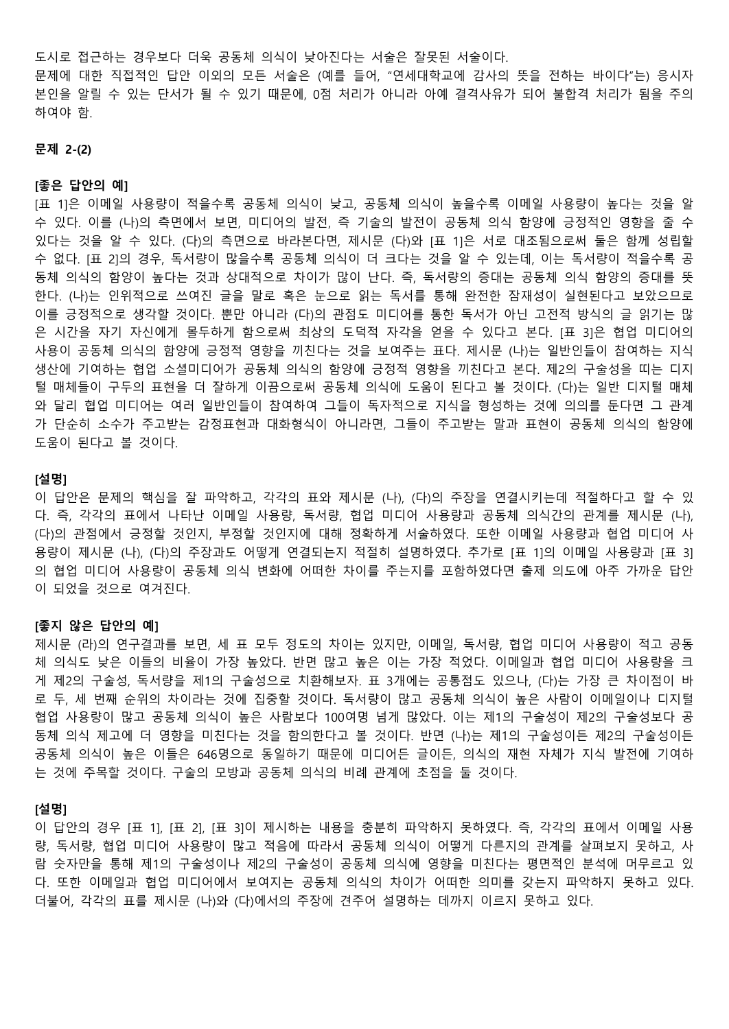도시로 접근하는 경우보다 더욱 공동체 의식이 낮아진다는 서술은 잘못된 서술이다.

문제에 대한 직접적인 답안 이외의 모든 서술은 (예를 들어, “연세대학교에 감사의 뜻을 전하는 바이다”는) 응시자 본인을 알릴 수 있는 단서가 될 수 있기 때문에, 0점 처리가 아니라 아예 결격사유가 되어 불합격 처리가 됨을 주의하여야 함.

### 문제 2-(2)

**[좋은 답안의 예]**

[표 1]은 이메일 사용량이 적을수록 공동체 의식이 낮고, 공동체 의식이 높을수록 이메일 사용량이 높다는 것을 알 수 있다. 이를 (나)의 측면에서 보면, 미디어의 발전, 즉 기술의 발전이 공동체 의식 함양에 긍정적인 영향을 줄 수 있다는 것을 알 수 있다. (다)의 측면으로 바라본다면, 제시문 (다)와 [표 1]은 서로 대조됨으로써 둘은 함께 성립할 수 없다. [표 2]의 경우, 독서량이 많을수록 공동체 의식이 더 크다는 것을 알 수 있는데, 이는 독서량이 적을수록 공동체 의식의 함양이 높다는 것과 상대적으로 차이가 많이 난다. 즉, 독서량의 증대는 공동체 의식 함양의 증대를 뜻한다. (나)는 인위적으로 쓰여진 글을 말로 혹은 눈으로 읽는 독서를 통해 완전한 잠재성이 실현된다고 보았으므로 이를 긍정적으로 생각할 것이다. 뿐만 아니라 (다)의 관점도 미디어를 통한 독서가 아닌 고전적 방식의 글 읽기는 많은 시간을 자기 자신에게 몰두하게 함으로써 최상의 도덕적 자각을 얻을 수 있다고 본다. [표 3]은 협업 미디어의 사용이 공동체 의식의 함양에 긍정적 영향을 끼친다는 것을 보여주는 표다. 제시문 (나)는 일반인들이 참여하는 지식 생산에 기여하는 협업 소셜미디어가 공동체 의식의 함양에 긍정적 영향을 끼친다고 본다. 제2의 구술성을 띠는 디지털 매체들이 구두의 표현을 더 잘하게 이끎으로써 공동체 의식에 도움이 된다고 볼 것이다. (다)는 일반 디지털 매체와 달리 협업 미디어는 여러 일반인들이 참여하여 그들이 독자적으로 지식을 형성하는 것에 의의를 둔다면 그 관계가 단순히 소수가 주고받는 감정표현과 대화형식이 아니라면, 그들이 주고받는 말과 표현이 공동체 의식의 함양에 도움이 된다고 볼 것이다.

**[설명]**

이 답안은 문제의 핵심을 잘 파악하고, 각각의 표와 제시문 (나), (다)의 주장을 연결시키는데 적절하다고 할 수 있다. 즉, 각각의 표에서 나타난 이메일 사용량, 독서량, 협업 미디어 사용량과 공동체 의식간의 관계를 제시문 (나), (다)의 관점에서 긍정할 것인지, 부정할 것인지에 대해 정확하게 서술하였다. 또한 이메일 사용량과 협업 미디어 사용량이 제시문 (나), (다)의 주장과도 어떻게 연결되는지 적절히 설명하였다. 추가로 [표 1]의 이메일 사용량과 [표 3]의 협업 미디어 사용량이 공동체 의식 변화에 어떠한 차이를 주는지를 포함하였다면 출제 의도에 아주 가까운 답안이 되었을 것으로 여겨진다.

**[좋지 않은 답안의 예]**

제시문 (라)의 연구결과를 보면, 세 표 모두 정도의 차이는 있지만, 이메일, 독서량, 협업 미디어 사용량이 적고 공동체 의식도 낮은 이들의 비율이 가장 높았다. 반면 많고 높은 이는 가장 적었다. 이메일과 협업 미디어 사용량을 크게 제2의 구술성, 독서량을 제1의 구술성으로 치환해보자. 표 3개에는 공통점도 있으나, (다)는 가장 큰 차이점이 바로 두, 세 번째 순위의 차이라는 것에 집중할 것이다. 독서량이 많고 공동체 의식이 높은 사람이 이메일이나 디지털 협업 사용량이 많고 공동체 의식이 높은 사람보다 100여명 넘게 많았다. 이는 제1의 구술성이 제2의 구술성보다 공동체 의식 제고에 더 영향을 미친다는 것을 함의한다고 볼 것이다. 반면 (나)는 제1의 구술성이든 제2의 구술성이든 공동체 의식이 높은 이들은 646명으로 동일하기 때문에 미디어든 글이든, 의식의 재현 자체가 지식 발전에 기여하는 것에 주목할 것이다. 구술의 모방과 공동체 의식의 비례 관계에 초점을 둘 것이다.

**[설명]**

이 답안의 경우 [표 1], [표 2], [표 3]이 제시하는 내용을 충분히 파악하지 못하였다. 즉, 각각의 표에서 이메일 사용량, 독서량, 협업 미디어 사용량이 많고 적음에 따라서 공동체 의식이 어떻게 다른지의 관계를 살펴보지 못하고, 사람 숫자만을 통해 제1의 구술성이나 제2의 구술성이 공동체 의식에 영향을 미친다는 평면적인 분석에 머무르고 있다. 또한 이메일과 협업 미디어에서 보여지는 공동체 의식의 차이가 어떠한 의미를 갖는지 파악하지 못하고 있다. 더불어, 각각의 표를 제시문 (나)와 (다)에서의 주장에 견주어 설명하는 데까지 이르지 못하고 있다.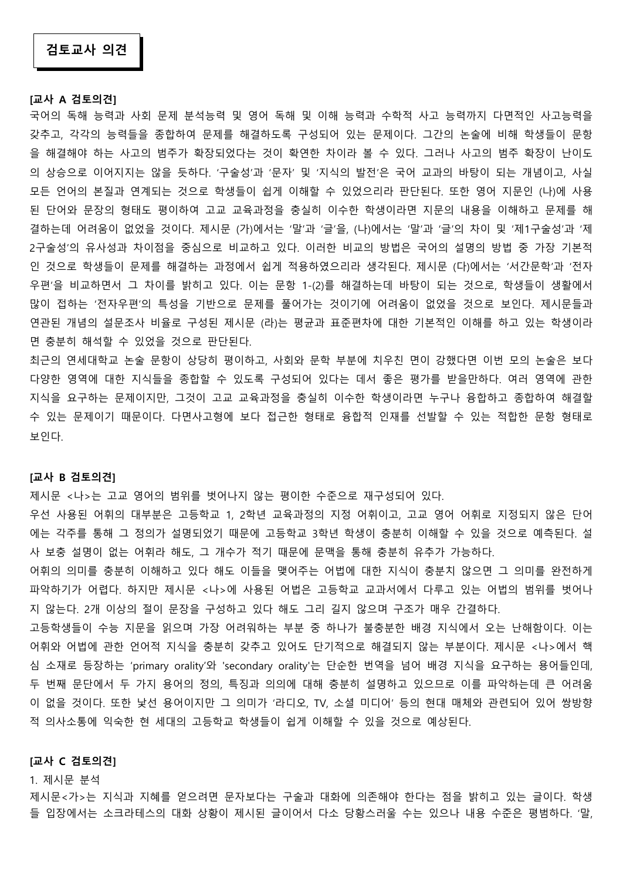# 검토교사 의견

**[교사 A 검토의견]**

국어의 독해 능력과 사회 문제 분석능력 및 영어 독해 및 이해 능력과 수학적 사고 능력까지 다면적인 사고능력을 갖추고, 각각의 능력들을 종합하여 문제를 해결하도록 구성되어 있는 문제이다. 그간의 논술에 비해 학생들이 문항을 해결해야 하는 사고의 범주가 확장되었다는 것이 확연한 차이라 볼 수 있다. 그러나 사고의 범주 확장이 난이도의 상승으로 이어지지는 않을 듯하다. '구술성'과 '문자' 및 '지식의 발전'은 국어 교과의 바탕이 되는 개념이고, 사실 모든 언어의 본질과 연계되는 것으로 학생들이 쉽게 이해할 수 있었으리라 판단된다. 또한 영어 지문인 (나)에 사용된 단어와 문장의 형태도 평이하여 고교 교육과정을 충실히 이수한 학생이라면 지문의 내용을 이해하고 문제를 해결하는데 어려움이 없었을 것이다. 제시문 (가)에서는 '말'과 '글'을, (나)에서는 '말'과 '글'의 차이 및 '제1구술성'과 '제2구술성'의 유사성과 차이점을 중심으로 비교하고 있다. 이러한 비교의 방법은 국어의 설명의 방법 중 가장 기본적인 것으로 학생들이 문제를 해결하는 과정에서 쉽게 적용하였으리라 생각된다. 제시문 (다)에서는 '서간문학'과 '전자우편'을 비교하면서 그 차이를 밝히고 있다. 이는 문항 1-(2)를 해결하는데 바탕이 되는 것으로, 학생들이 생활에서 많이 접하는 '전자우편'의 특성을 기반으로 문제를 풀어가는 것이기에 어려움이 없었을 것으로 보인다. 제시문들과 연관된 개념의 설문조사 비율로 구성된 제시문 (라)는 평균과 표준편차에 대한 기본적인 이해를 하고 있는 학생이라면 충분히 해석할 수 있었을 것으로 판단된다.

최근의 연세대학교 논술 문항이 상당히 평이하고, 사회와 문학 부분에 치우친 면이 강했다면 이번 모의 논술은 보다 다양한 영역에 대한 지식들을 종합할 수 있도록 구성되어 있다는 데서 좋은 평가를 받을만하다. 여러 영역에 관한 지식을 요구하는 문제이지만, 그것이 고교 교육과정을 충실히 이수한 학생이라면 누구나 융합하고 종합하여 해결할 수 있는 문제이기 때문이다. 다면사고형에 보다 접근한 형태로 융합적 인재를 선발할 수 있는 적합한 문항 형태로 보인다.

**[교사 B 검토의견]**

제시문 <나>는 고교 영어의 범위를 벗어나지 않는 평이한 수준으로 재구성되어 있다.

우선 사용된 어휘의 대부분은 고등학교 1, 2학년 교육과정의 지정 어휘이고, 고교 영어 어휘로 지정되지 않은 단어에는 각주를 통해 그 정의가 설명되었기 때문에 고등학교 3학년 학생이 충분히 이해할 수 있을 것으로 예측된다. 설사 보충 설명이 없는 어휘라 해도, 그 개수가 적기 때문에 문맥을 통해 충분히 유추가 가능하다.

어휘의 의미를 충분히 이해하고 있다 해도 이들을 맺어주는 어법에 대한 지식이 충분치 않으면 그 의미를 완전하게 파악하기가 어렵다. 하지만 제시문 <나>에 사용된 어법은 고등학교 교과서에서 다루고 있는 어법의 범위를 벗어나지 않는다. 2개 이상의 절이 문장을 구성하고 있다 해도 그리 길지 않으며 구조가 매우 간결하다.

고등학생들이 수능 지문을 읽으며 가장 어려워하는 부분 중 하나가 불충분한 배경 지식에서 오는 난해함이다. 이는 어휘와 어법에 관한 언어적 지식을 충분히 갖추고 있어도 단기적으로 해결되지 않는 부분이다. 제시문 <나>에서 핵심 소재로 등장하는 'primary orality'와 'secondary orality'는 단순한 번역을 넘어 배경 지식을 요구하는 용어들인데, 두 번째 문단에서 두 가지 용어의 정의, 특징과 의의에 대해 충분히 설명하고 있으므로 이를 파악하는데 큰 어려움이 없을 것이다. 또한 낯선 용어이지만 그 의미가 '라디오, TV, 소셜 미디어' 등의 현대 매체와 관련되어 있어 쌍방향적 의사소통에 익숙한 현 세대의 고등학교 학생들이 쉽게 이해할 수 있을 것으로 예상된다.

**[교사 C 검토의견]**

1. 제시문 분석

제시문<가>는 지식과 지혜를 얻으려면 문자보다는 구술과 대화에 의존해야 한다는 점을 밝히고 있는 글이다. 학생들 입장에서는 소크라테스의 대화 상황이 제시된 글이어서 다소 당황스러울 수는 있으나 내용 수준은 평범하다. '말,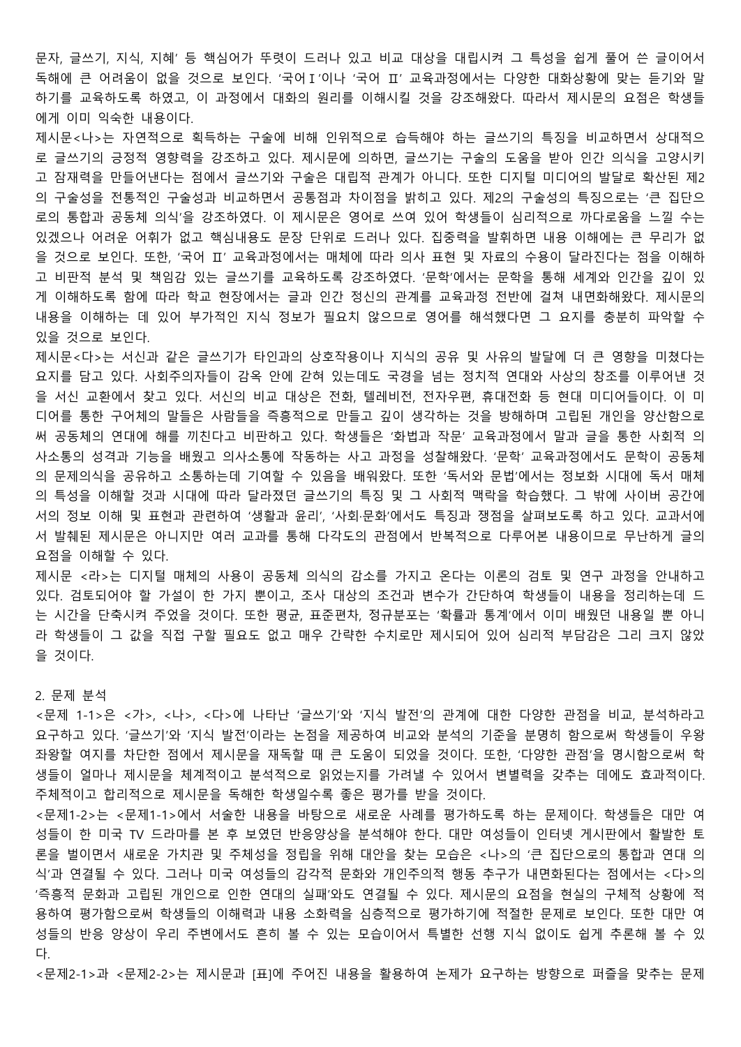문자, 글쓰기, 지식, 지혜' 등 핵심어가 뚜렷이 드러나 있고 비교 대상을 대립시켜 그 특성을 쉽게 풀어 쓴 글이어서 독해에 큰 어려움이 없을 것으로 보인다. '국어Ⅰ'이나 '국어 Ⅱ' 교육과정에서는 다양한 대화상황에 맞는 듣기와 말하기를 교육하도록 하였고, 이 과정에서 대화의 원리를 이해시킬 것을 강조해왔다. 따라서 제시문의 요점은 학생들에게 이미 익숙한 내용이다.

제시문<나>는 자연적으로 획득하는 구술에 비해 인위적으로 습득해야 하는 글쓰기의 특징을 비교하면서 상대적으로 글쓰기의 긍정적 영향력을 강조하고 있다. 제시문에 의하면, 글쓰기는 구술의 도움을 받아 인간 의식을 고양시키고 잠재력을 만들어낸다는 점에서 글쓰기와 구술은 대립적 관계가 아니다. 또한 디지털 미디어의 발달로 확산된 제2의 구술성을 전통적인 구술성과 비교하면서 공통점과 차이점을 밝히고 있다. 제2의 구술성의 특징으로는 '큰 집단으로의 통합과 공동체 의식'을 강조하였다. 이 제시문은 영어로 쓰여 있어 학생들이 심리적으로 까다로움을 느낄 수는 있겠으나 어려운 어휘가 없고 핵심내용도 문장 단위로 드러나 있다. 집중력을 발휘하면 내용 이해에는 큰 무리가 없을 것으로 보인다. 또한, '국어 Ⅱ' 교육과정에서는 매체에 따라 의사 표현 및 자료의 수용이 달라진다는 점을 이해하고 비판적 분석 및 책임감 있는 글쓰기를 교육하도록 강조하였다. '문학'에서는 문학을 통해 세계와 인간을 깊이 있게 이해하도록 함에 따라 학교 현장에서는 글과 인간 정신의 관계를 교육과정 전반에 걸쳐 내면화해왔다. 제시문의 내용을 이해하는 데 있어 부가적인 지식 정보가 필요치 않으므로 영어를 해석했다면 그 요지를 충분히 파악할 수 있을 것으로 보인다.

제시문<다>는 서신과 같은 글쓰기가 타인과의 상호작용이나 지식의 공유 및 사유의 발달에 더 큰 영향을 미쳤다는 요지를 담고 있다. 사회주의자들이 감옥 안에 갇혀 있는데도 국경을 넘는 정치적 연대와 사상의 창조를 이루어낸 것을 서신 교환에서 찾고 있다. 서신의 비교 대상은 전화, 텔레비전, 전자우편, 휴대전화 등 현대 미디어들이다. 이 미디어를 통한 구어체의 말들은 사람들을 즉흥적으로 만들고 깊이 생각하는 것을 방해하며 고립된 개인을 양산함으로써 공동체의 연대에 해를 끼친다고 비판하고 있다. 학생들은 '화법과 작문' 교육과정에서 말과 글을 통한 사회적 의사소통의 성격과 기능을 배웠고 의사소통에 작동하는 사고 과정을 성찰해왔다. '문학' 교육과정에서도 문학이 공동체의 문제의식을 공유하고 소통하는데 기여할 수 있음을 배워왔다. 또한 '독서와 문법'에서는 정보화 시대에 독서 매체의 특성을 이해할 것과 시대에 따라 달라졌던 글쓰기의 특징 및 그 사회적 맥락을 학습했다. 그 밖에 사이버 공간에서의 정보 이해 및 표현과 관련하여 '생활과 윤리', '사회·문화'에서도 특징과 쟁점을 살펴보도록 하고 있다. 교과서에서 발췌된 제시문은 아니지만 여러 교과를 통해 다각도의 관점에서 반복적으로 다루어본 내용이므로 무난하게 글의 요점을 이해할 수 있다.

제시문 <라>는 디지털 매체의 사용이 공동체 의식의 감소를 가지고 온다는 이론의 검토 및 연구 과정을 안내하고 있다. 검토되어야 할 가설이 한 가지 뿐이고, 조사 대상의 조건과 변수가 간단하여 학생들이 내용을 정리하는데 드는 시간을 단축시켜 주었을 것이다. 또한 평균, 표준편차, 정규분포는 '확률과 통계'에서 이미 배웠던 내용일 뿐 아니라 학생들이 그 값을 직접 구할 필요도 없고 매우 간략한 수치로만 제시되어 있어 심리적 부담감은 그리 크지 않았을 것이다.

2. 문제 분석

<문제 1-1>은 <가>, <나>, <다>에 나타난 '글쓰기'와 '지식 발전'의 관계에 대한 다양한 관점을 비교, 분석하라고 요구하고 있다. '글쓰기'와 '지식 발전'이라는 논점을 제공하여 비교와 분석의 기준을 분명히 함으로써 학생들이 우왕좌왕할 여지를 차단한 점에서 제시문을 재독할 때 큰 도움이 되었을 것이다. 또한, '다양한 관점'을 명시함으로써 학생들이 얼마나 제시문을 체계적이고 분석적으로 읽었는지를 가려낼 수 있어서 변별력을 갖추는 데에도 효과적이다. 주체적이고 합리적으로 제시문을 독해한 학생일수록 좋은 평가를 받을 것이다.

<문제1-2>는 <문제1-1>에서 서술한 내용을 바탕으로 새로운 사례를 평가하도록 하는 문제이다. 학생들은 대만 여성들이 한 미국 TV 드라마를 본 후 보였던 반응양상을 분석해야 한다. 대만 여성들이 인터넷 게시판에서 활발한 토론을 벌이면서 새로운 가치관 및 주체성을 정립을 위해 대안을 찾는 모습은 <나>의 '큰 집단으로의 통합과 연대 의식'과 연결될 수 있다. 그러나 미국 여성들의 감각적 문화와 개인주의적 행동 추구가 내면화된다는 점에서는 <다>의 '즉흥적 문화과 고립된 개인으로 인한 연대의 실패'와도 연결될 수 있다. 제시문의 요점을 현실의 구체적 상황에 적용하여 평가함으로써 학생들의 이해력과 내용 소화력을 심층적으로 평가하기에 적절한 문제로 보인다. 또한 대만 여성들의 반응 양상이 우리 주변에서도 흔히 볼 수 있는 모습이어서 특별한 선행 지식 없이도 쉽게 추론해 볼 수 있다.

<문제2-1>과 <문제2-2>는 제시문과 [표]에 주어진 내용을 활용하여 논제가 요구하는 방향으로 퍼즐을 맞추는 문제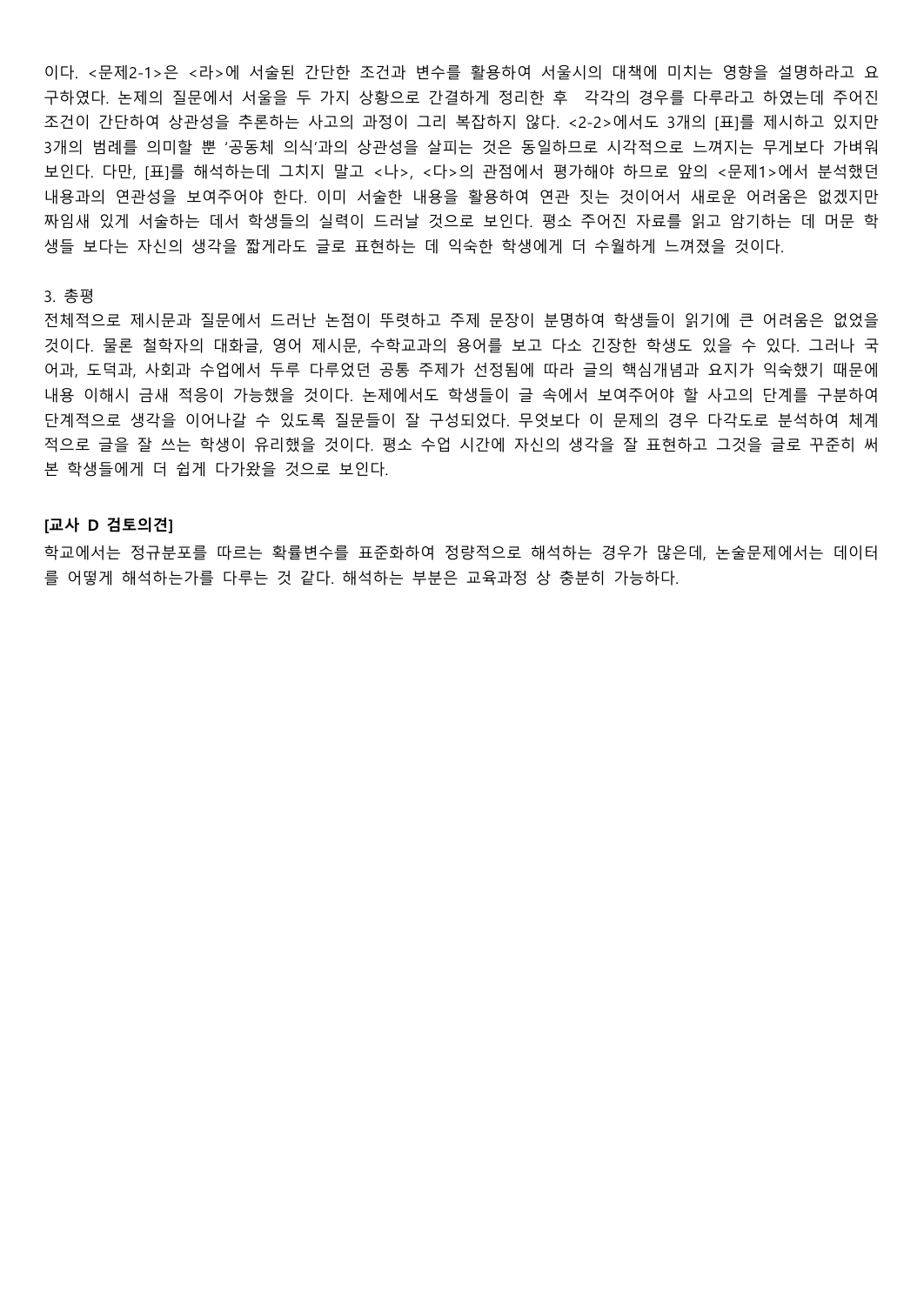이다. <문제2-1>은 <라>에 서술된 간단한 조건과 변수를 활용하여 서울시의 대책에 미치는 영향을 설명하라고 요구하였다. 논제의 질문에서 서울을 두 가지 상황으로 간결하게 정리한 후 각각의 경우를 다루라고 하였는데 주어진 조건이 간단하여 상관성을 추론하는 사고의 과정이 그리 복잡하지 않다. <2-2>에서도 3개의 [표]를 제시하고 있지만 3개의 범례를 의미할 뿐 '공동체 의식'과의 상관성을 살피는 것은 동일하므로 시각적으로 느껴지는 무게보다 가벼워 보인다. 다만, [표]를 해석하는데 그치지 말고 <나>, <다>의 관점에서 평가해야 하므로 앞의 <문제1>에서 분석했던 내용과의 연관성을 보여주어야 한다. 이미 서술한 내용을 활용하여 연관 짓는 것이어서 새로운 어려움은 없겠지만 짜임새 있게 서술하는 데서 학생들의 실력이 드러날 것으로 보인다. 평소 주어진 자료를 읽고 암기하는 데 머문 학생들 보다는 자신의 생각을 짧게라도 글로 표현하는 데 익숙한 학생에게 더 수월하게 느껴졌을 것이다.

3. 총평

전체적으로 제시문과 질문에서 드러난 논점이 뚜렷하고 주제 문장이 분명하여 학생들이 읽기에 큰 어려움은 없었을 것이다. 물론 철학자의 대화글, 영어 제시문, 수학교과의 용어를 보고 다소 긴장한 학생도 있을 수 있다. 그러나 국어과, 도덕과, 사회과 수업에서 두루 다루었던 공통 주제가 선정됨에 따라 글의 핵심개념과 요지가 익숙했기 때문에 내용 이해시 금새 적응이 가능했을 것이다. 논제에서도 학생들이 글 속에서 보여주어야 할 사고의 단계를 구분하여 단계적으로 생각을 이어나갈 수 있도록 질문들이 잘 구성되었다. 무엇보다 이 문제의 경우 다각도로 분석하여 체계적으로 글을 잘 쓰는 학생이 유리했을 것이다. 평소 수업 시간에 자신의 생각을 잘 표현하고 그것을 글로 꾸준히 써 본 학생들에게 더 쉽게 다가왔을 것으로 보인다.

**[교사 D 검토의견]**

학교에서는 정규분포를 따르는 확률변수를 표준화하여 정량적으로 해석하는 경우가 많은데, 논술문제에서는 데이터를 어떻게 해석하는가를 다루는 것 같다. 해석하는 부분은 교육과정 상 충분히 가능하다.